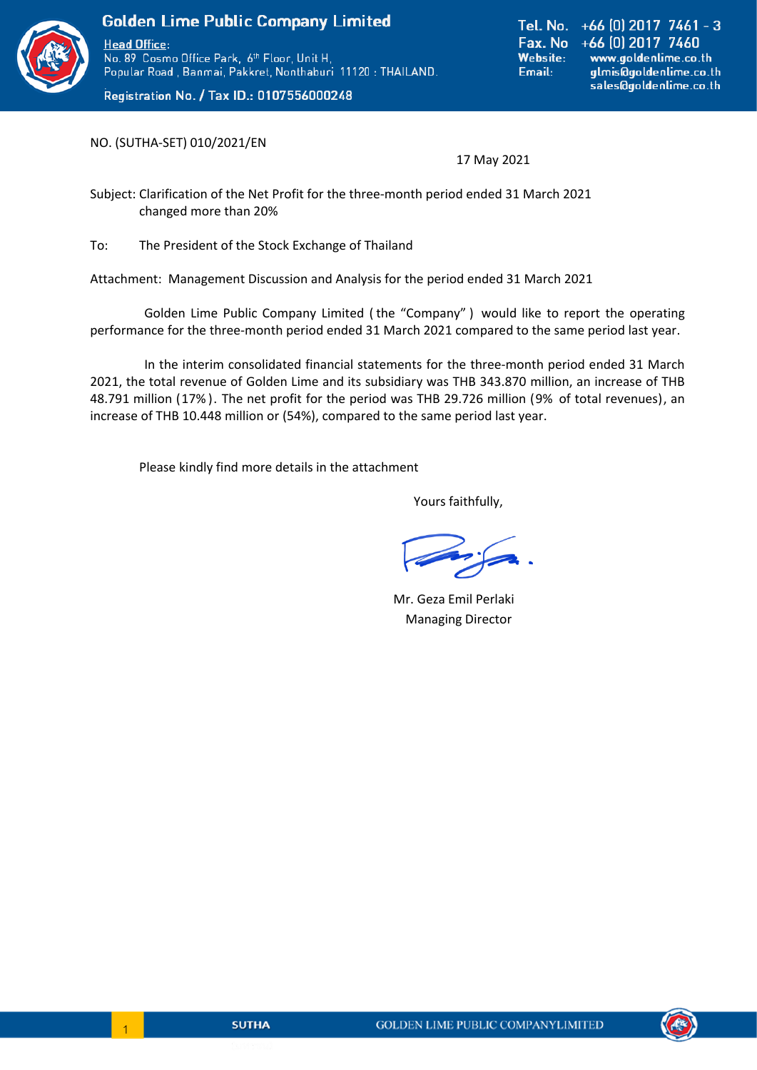**Golden Lime Public Company Limited**

Head Office:
No. 89 Cosmo Office Park, 6th Floor, Unit H,
Popular Road , Banmai, Pakkret, Nonthaburi 11120 : THAILAND.

Registration No. / Tax ID.: 0107556000248

Tel. No. +66 (0) 2017 7461 - 3
Fax. No +66 (0) 2017 7460
Website: www.goldenlime.co.th
Email: glmis@goldenlime.co.th
sales@goldenlime.co.th

NO. (SUTHA-SET) 010/2021/EN

17 May 2021

Subject: Clarification of the Net Profit for the three-month period ended 31 March 2021 changed more than 20%

To: The President of the Stock Exchange of Thailand

Attachment: Management Discussion and Analysis for the period ended 31 March 2021

Golden Lime Public Company Limited (the "Company") would like to report the operating performance for the three-month period ended 31 March 2021 compared to the same period last year.

In the interim consolidated financial statements for the three-month period ended 31 March 2021, the total revenue of Golden Lime and its subsidiary was THB 343.870 million, an increase of THB 48.791 million (17%). The net profit for the period was THB 29.726 million (9% of total revenues), an increase of THB 10.448 million or (54%), compared to the same period last year.

Please kindly find more details in the attachment

Yours faithfully,

Mr. Geza Emil Perlaki
Managing Director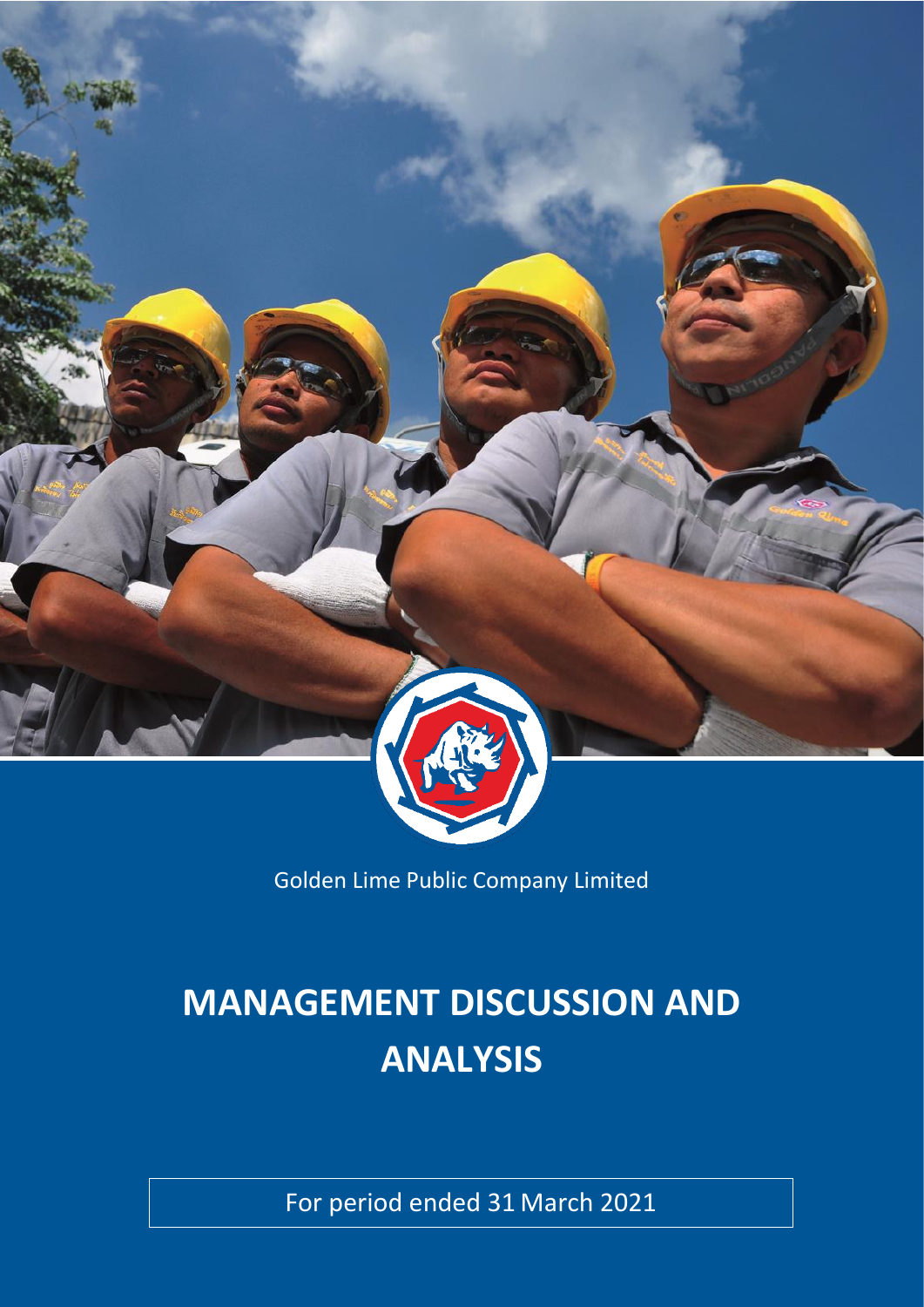Golden Lime Public Company Limited

# MANAGEMENT DISCUSSION AND ANALYSIS

For period ended 31 March 2021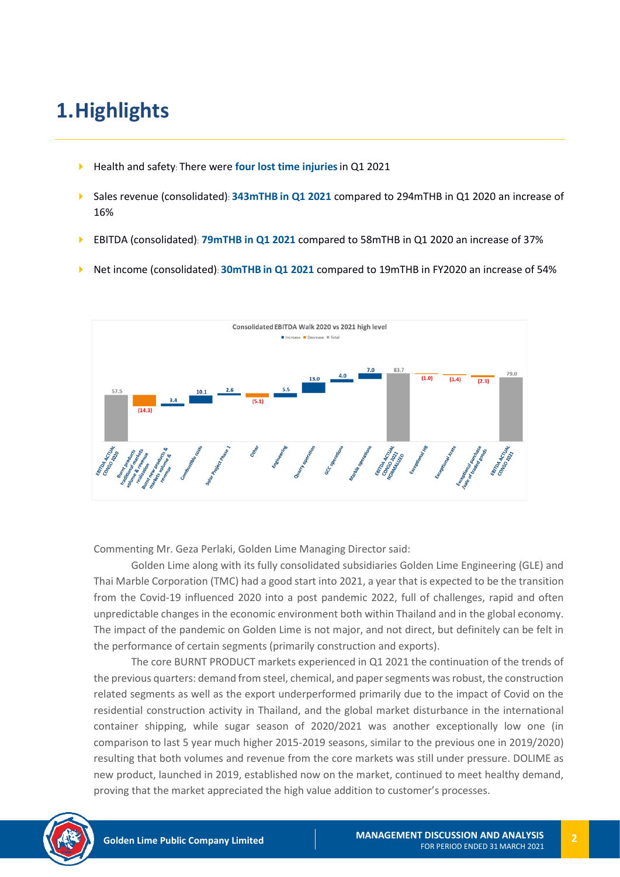# 1.Highlights

- Health and safety: There were **four lost time injuries** in Q1 2021
- Sales revenue (consolidated): **343mTHB in Q1 2021** compared to 294mTHB in Q1 2020 an increase of 16%
- EBITDA (consolidated): **79mTHB in Q1 2021** compared to 58mTHB in Q1 2020 an increase of 37%
- Net income (consolidated): **30mTHB in Q1 2021** compared to 19mTHB in FY2020 an increase of 54%

**Consolidated EBITDA Walk 2020 vs 2021 high level**

Increase / Decrease / Total

| Item | Value |
|---|---|
| EBITDA ACTUAL CONSO 2020 | 57.5 |
| Burnt products traditional markets volume & revenue realization | (14.3) |
| Burnt new products & markets volume & revenue | 3.4 |
| Combustible costs | 10.1 |
| Solar Project Phase 1 | 2.6 |
| Other | (5.1) |
| Engineering | 5.5 |
| Quarry operation | 13.0 |
| GCC operations | 4.0 |
| Marble operations | 7.0 |
| EBITDA ACTUAL CONSO 2021 NORMALIZED | 83.7 |
| Exceptional HR | (1.0) |
| Exceptional Xrate | (1.4) |
| Exceptional purchase /sale of traded goods | (2.3) |
| EBITDA ACTUAL CONSO 2021 | 79.0 |

Commenting Mr. Geza Perlaki, Golden Lime Managing Director said:

Golden Lime along with its fully consolidated subsidiaries Golden Lime Engineering (GLE) and Thai Marble Corporation (TMC) had a good start into 2021, a year that is expected to be the transition from the Covid-19 influenced 2020 into a post pandemic 2022, full of challenges, rapid and often unpredictable changes in the economic environment both within Thailand and in the global economy. The impact of the pandemic on Golden Lime is not major, and not direct, but definitely can be felt in the performance of certain segments (primarily construction and exports).

The core BURNT PRODUCT markets experienced in Q1 2021 the continuation of the trends of the previous quarters: demand from steel, chemical, and paper segments was robust, the construction related segments as well as the export underperformed primarily due to the impact of Covid on the residential construction activity in Thailand, and the global market disturbance in the international container shipping, while sugar season of 2020/2021 was another exceptionally low one (in comparison to last 5 year much higher 2015-2019 seasons, similar to the previous one in 2019/2020) resulting that both volumes and revenue from the core markets was still under pressure. DOLIME as new product, launched in 2019, established now on the market, continued to meet healthy demand, proving that the market appreciated the high value addition to customer's processes.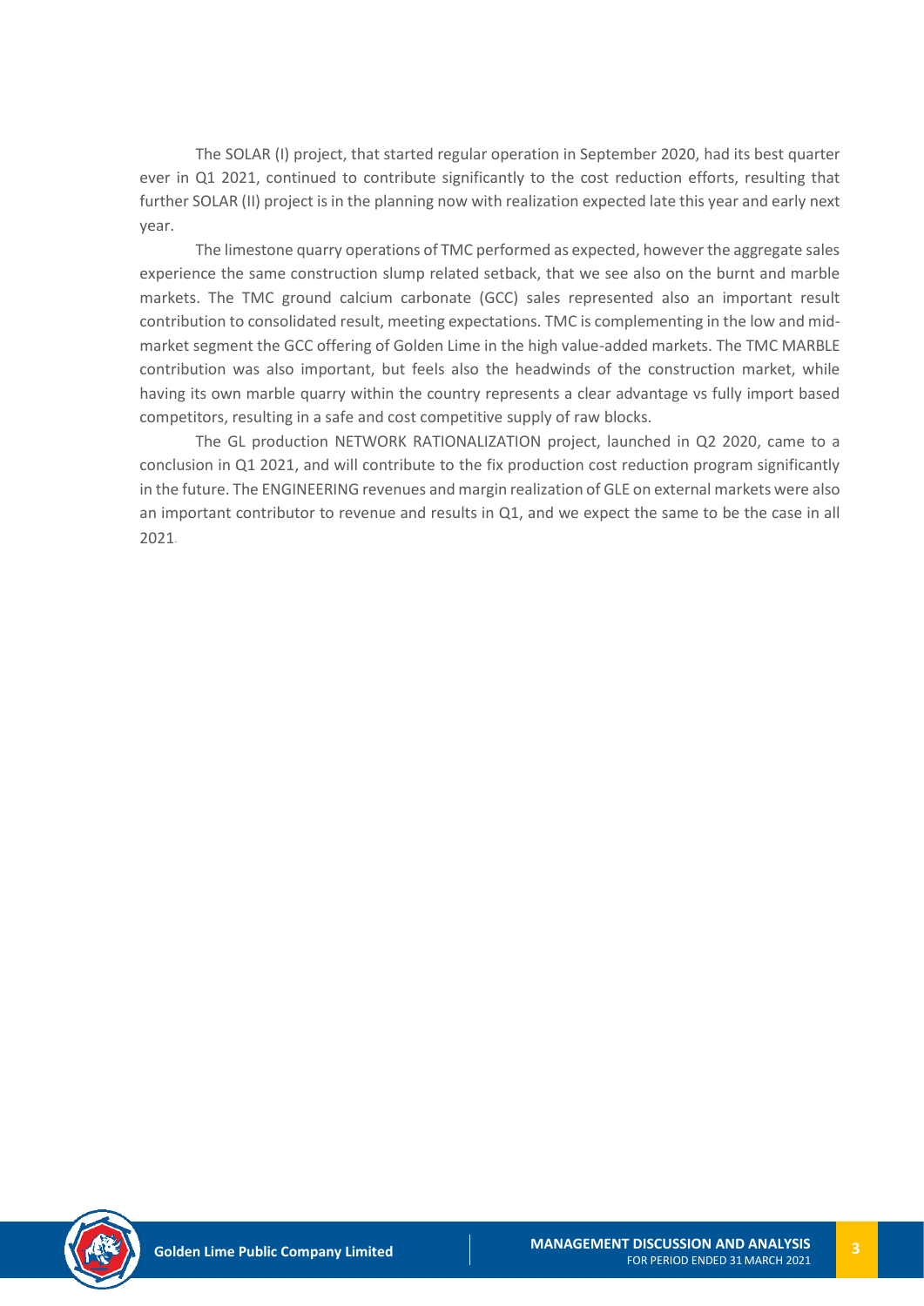The SOLAR (I) project, that started regular operation in September 2020, had its best quarter ever in Q1 2021, continued to contribute significantly to the cost reduction efforts, resulting that further SOLAR (II) project is in the planning now with realization expected late this year and early next year.

The limestone quarry operations of TMC performed as expected, however the aggregate sales experience the same construction slump related setback, that we see also on the burnt and marble markets. The TMC ground calcium carbonate (GCC) sales represented also an important result contribution to consolidated result, meeting expectations. TMC is complementing in the low and mid-market segment the GCC offering of Golden Lime in the high value-added markets. The TMC MARBLE contribution was also important, but feels also the headwinds of the construction market, while having its own marble quarry within the country represents a clear advantage vs fully import based competitors, resulting in a safe and cost competitive supply of raw blocks.

The GL production NETWORK RATIONALIZATION project, launched in Q2 2020, came to a conclusion in Q1 2021, and will contribute to the fix production cost reduction program significantly in the future. The ENGINEERING revenues and margin realization of GLE on external markets were also an important contributor to revenue and results in Q1, and we expect the same to be the case in all 2021.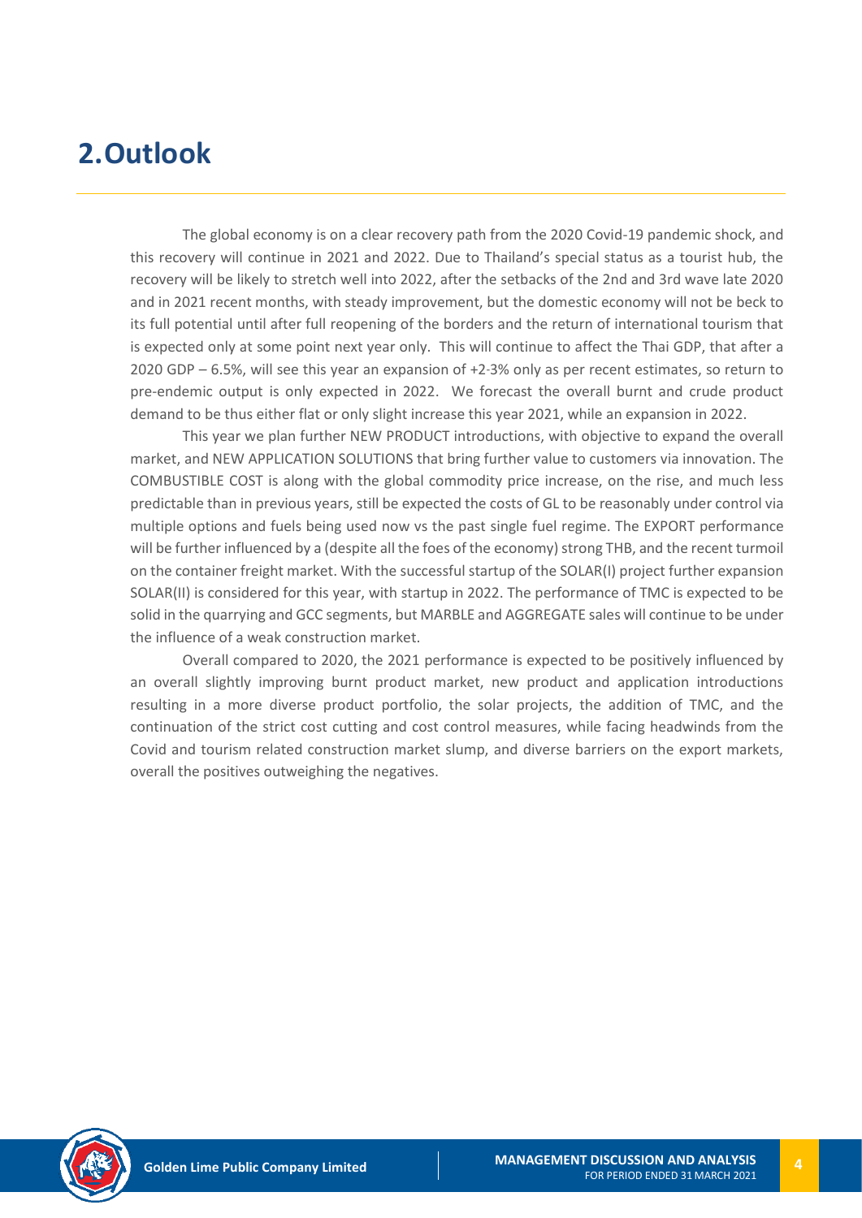# 2.Outlook

The global economy is on a clear recovery path from the 2020 Covid-19 pandemic shock, and this recovery will continue in 2021 and 2022. Due to Thailand's special status as a tourist hub, the recovery will be likely to stretch well into 2022, after the setbacks of the 2nd and 3rd wave late 2020 and in 2021 recent months, with steady improvement, but the domestic economy will not be beck to its full potential until after full reopening of the borders and the return of international tourism that is expected only at some point next year only. This will continue to affect the Thai GDP, that after a 2020 GDP – 6.5%, will see this year an expansion of +2-3% only as per recent estimates, so return to pre-endemic output is only expected in 2022. We forecast the overall burnt and crude product demand to be thus either flat or only slight increase this year 2021, while an expansion in 2022.

This year we plan further NEW PRODUCT introductions, with objective to expand the overall market, and NEW APPLICATION SOLUTIONS that bring further value to customers via innovation. The COMBUSTIBLE COST is along with the global commodity price increase, on the rise, and much less predictable than in previous years, still be expected the costs of GL to be reasonably under control via multiple options and fuels being used now vs the past single fuel regime. The EXPORT performance will be further influenced by a (despite all the foes of the economy) strong THB, and the recent turmoil on the container freight market. With the successful startup of the SOLAR(I) project further expansion SOLAR(II) is considered for this year, with startup in 2022. The performance of TMC is expected to be solid in the quarrying and GCC segments, but MARBLE and AGGREGATE sales will continue to be under the influence of a weak construction market.

Overall compared to 2020, the 2021 performance is expected to be positively influenced by an overall slightly improving burnt product market, new product and application introductions resulting in a more diverse product portfolio, the solar projects, the addition of TMC, and the continuation of the strict cost cutting and cost control measures, while facing headwinds from the Covid and tourism related construction market slump, and diverse barriers on the export markets, overall the positives outweighing the negatives.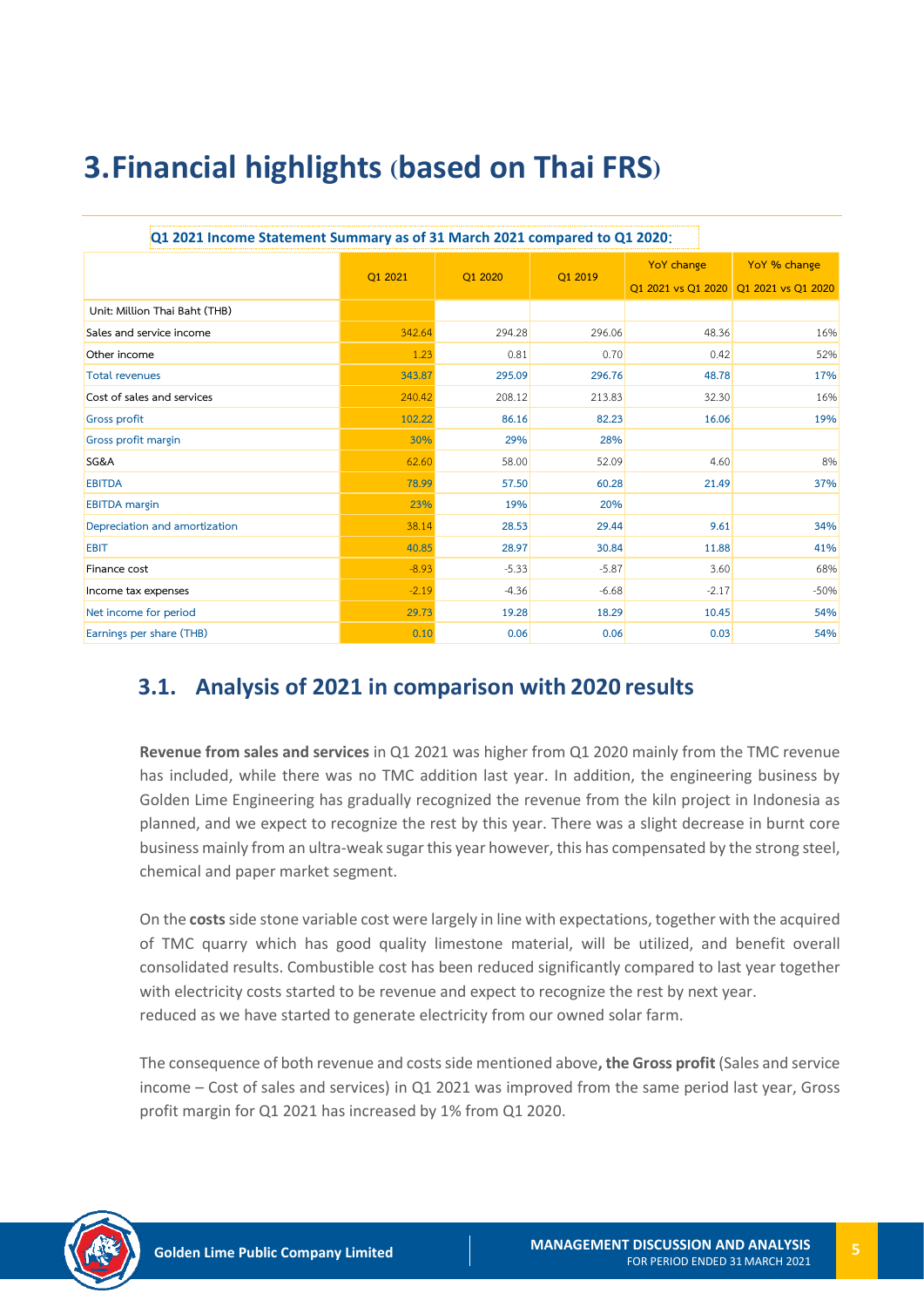# 3. Financial highlights (based on Thai FRS)

**Q1 2021 Income Statement Summary as of 31 March 2021 compared to Q1 2020:**

| | Q1 2021 | Q1 2020 | Q1 2019 | YoY change Q1 2021 vs Q1 2020 | YoY % change Q1 2021 vs Q1 2020 |
|---|---|---|---|---|---|
| Unit: Million Thai Baht (THB) | | | | | |
| Sales and service income | 342.64 | 294.28 | 296.06 | 48.36 | 16% |
| Other income | 1.23 | 0.81 | 0.70 | 0.42 | 52% |
| Total revenues | 343.87 | 295.09 | 296.76 | 48.78 | 17% |
| Cost of sales and services | 240.42 | 208.12 | 213.83 | 32.30 | 16% |
| Gross profit | 102.22 | 86.16 | 82.23 | 16.06 | 19% |
| Gross profit margin | 30% | 29% | 28% | | |
| SG&A | 62.60 | 58.00 | 52.09 | 4.60 | 8% |
| EBITDA | 78.99 | 57.50 | 60.28 | 21.49 | 37% |
| EBITDA margin | 23% | 19% | 20% | | |
| Depreciation and amortization | 38.14 | 28.53 | 29.44 | 9.61 | 34% |
| EBIT | 40.85 | 28.97 | 30.84 | 11.88 | 41% |
| Finance cost | -8.93 | -5.33 | -5.87 | 3.60 | 68% |
| Income tax expenses | -2.19 | -4.36 | -6.68 | -2.17 | -50% |
| Net income for period | 29.73 | 19.28 | 18.29 | 10.45 | 54% |
| Earnings per share (THB) | 0.10 | 0.06 | 0.06 | 0.03 | 54% |

## 3.1. Analysis of 2021 in comparison with 2020 results

**Revenue from sales and services** in Q1 2021 was higher from Q1 2020 mainly from the TMC revenue has included, while there was no TMC addition last year. In addition, the engineering business by Golden Lime Engineering has gradually recognized the revenue from the kiln project in Indonesia as planned, and we expect to recognize the rest by this year. There was a slight decrease in burnt core business mainly from an ultra-weak sugar this year however, this has compensated by the strong steel, chemical and paper market segment.

On the **costs** side stone variable cost were largely in line with expectations, together with the acquired of TMC quarry which has good quality limestone material, will be utilized, and benefit overall consolidated results. Combustible cost has been reduced significantly compared to last year together with electricity costs started to be revenue and expect to recognize the rest by next year. reduced as we have started to generate electricity from our owned solar farm.

The consequence of both revenue and costs side mentioned above**, the Gross profit** (Sales and service income – Cost of sales and services) in Q1 2021 was improved from the same period last year, Gross profit margin for Q1 2021 has increased by 1% from Q1 2020.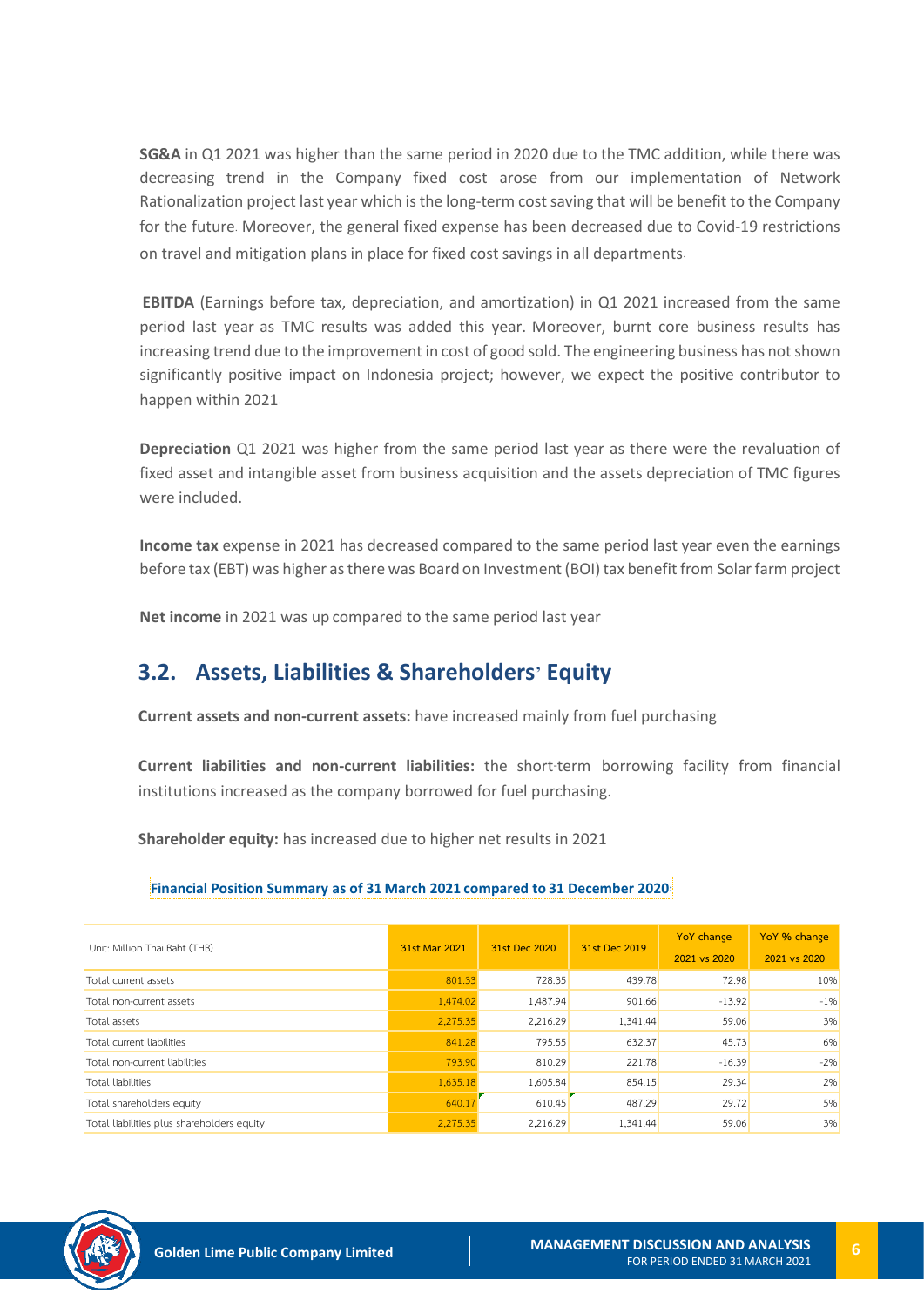**SG&A** in Q1 2021 was higher than the same period in 2020 due to the TMC addition, while there was decreasing trend in the Company fixed cost arose from our implementation of Network Rationalization project last year which is the long-term cost saving that will be benefit to the Company for the future. Moreover, the general fixed expense has been decreased due to Covid-19 restrictions on travel and mitigation plans in place for fixed cost savings in all departments.

**EBITDA** (Earnings before tax, depreciation, and amortization) in Q1 2021 increased from the same period last year as TMC results was added this year. Moreover, burnt core business results has increasing trend due to the improvement in cost of good sold. The engineering business has not shown significantly positive impact on Indonesia project; however, we expect the positive contributor to happen within 2021.

**Depreciation** Q1 2021 was higher from the same period last year as there were the revaluation of fixed asset and intangible asset from business acquisition and the assets depreciation of TMC figures were included.

**Income tax** expense in 2021 has decreased compared to the same period last year even the earnings before tax (EBT) was higher as there was Board on Investment (BOI) tax benefit from Solar farm project

**Net income** in 2021 was up compared to the same period last year

## 3.2. Assets, Liabilities & Shareholders' Equity

**Current assets and non-current assets:** have increased mainly from fuel purchasing

**Current liabilities and non-current liabilities:** the short-term borrowing facility from financial institutions increased as the company borrowed for fuel purchasing.

**Shareholder equity:** has increased due to higher net results in 2021

**Financial Position Summary as of 31 March 2021 compared to 31 December 2020:**

| Unit: Million Thai Baht (THB) | 31st Mar 2021 | 31st Dec 2020 | 31st Dec 2019 | YoY change 2021 vs 2020 | YoY % change 2021 vs 2020 |
|---|---|---|---|---|---|
| Total current assets | 801.33 | 728.35 | 439.78 | 72.98 | 10% |
| Total non-current assets | 1,474.02 | 1,487.94 | 901.66 | -13.92 | -1% |
| Total assets | 2,275.35 | 2,216.29 | 1,341.44 | 59.06 | 3% |
| Total current liabilities | 841.28 | 795.55 | 632.37 | 45.73 | 6% |
| Total non-current liabilities | 793.90 | 810.29 | 221.78 | -16.39 | -2% |
| Total liabilities | 1,635.18 | 1,605.84 | 854.15 | 29.34 | 2% |
| Total shareholders equity | 640.17 | 610.45 | 487.29 | 29.72 | 5% |
| Total liabilities plus shareholders equity | 2,275.35 | 2,216.29 | 1,341.44 | 59.06 | 3% |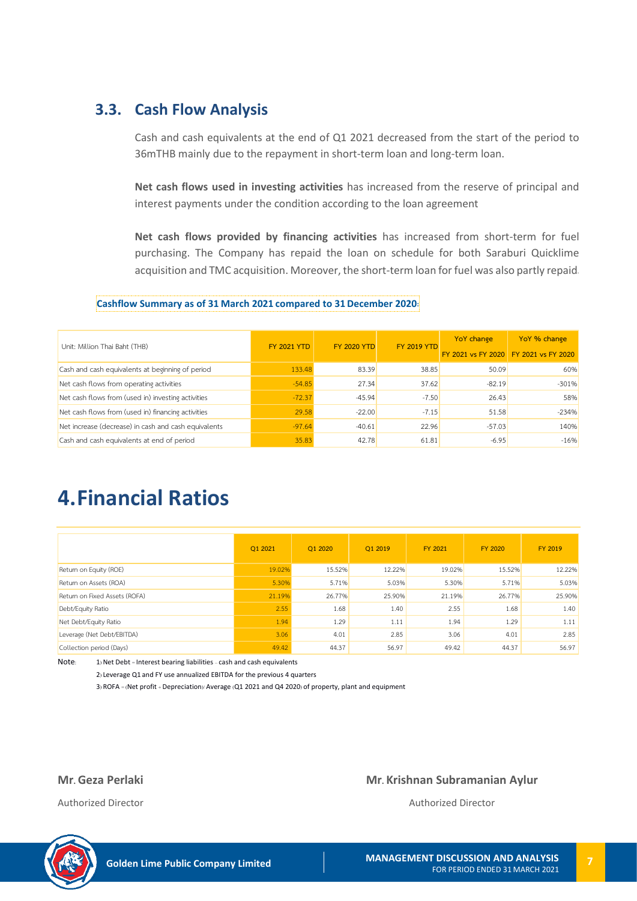## 3.3. Cash Flow Analysis

Cash and cash equivalents at the end of Q1 2021 decreased from the start of the period to 36mTHB mainly due to the repayment in short-term loan and long-term loan.

**Net cash flows used in investing activities** has increased from the reserve of principal and interest payments under the condition according to the loan agreement

**Net cash flows provided by financing activities** has increased from short-term for fuel purchasing. The Company has repaid the loan on schedule for both Saraburi Quicklime acquisition and TMC acquisition. Moreover, the short-term loan for fuel was also partly repaid.

**Cashflow Summary as of 31 March 2021 compared to 31 December 2020:**

| Unit: Million Thai Baht (THB) | FY 2021 YTD | FY 2020 YTD | FY 2019 YTD | YoY change | YoY % change |
|---|---|---|---|---|---|
| | | | | FY 2021 vs FY 2020 | FY 2021 vs FY 2020 |
| Cash and cash equivalents at beginning of period | 133.48 | 83.39 | 38.85 | 50.09 | 60% |
| Net cash flows from operating activities | -54.85 | 27.34 | 37.62 | -82.19 | -301% |
| Net cash flows from (used in) investing activities | -72.37 | -45.94 | -7.50 | 26.43 | 58% |
| Net cash flows from (used in) financing activities | 29.58 | -22.00 | -7.15 | 51.58 | -234% |
| Net increase (decrease) in cash and cash equivalents | -97.64 | -40.61 | 22.96 | -57.03 | 140% |
| Cash and cash equivalents at end of period | 35.83 | 42.78 | 61.81 | -6.95 | -16% |

# 4. Financial Ratios

| | Q1 2021 | Q1 2020 | Q1 2019 | FY 2021 | FY 2020 | FY 2019 |
|---|---|---|---|---|---|---|
| Return on Equity (ROE) | 19.02% | 15.52% | 12.22% | 19.02% | 15.52% | 12.22% |
| Return on Assets (ROA) | 5.30% | 5.71% | 5.03% | 5.30% | 5.71% | 5.03% |
| Return on Fixed Assets (ROFA) | 21.19% | 26.77% | 25.90% | 21.19% | 26.77% | 25.90% |
| Debt/Equity Ratio | 2.55 | 1.68 | 1.40 | 2.55 | 1.68 | 1.40 |
| Net Debt/Equity Ratio | 1.94 | 1.29 | 1.11 | 1.94 | 1.29 | 1.11 |
| Leverage (Net Debt/EBITDA) | 3.06 | 4.01 | 2.85 | 3.06 | 4.01 | 2.85 |
| Collection period (Days) | 49.42 | 44.37 | 56.97 | 49.42 | 44.37 | 56.97 |

Note: 1) Net Debt = Interest bearing liabilities – cash and cash equivalents

2) Leverage Q1 and FY use annualized EBITDA for the previous 4 quarters

3) ROFA = (Net profit + Depreciation)/ Average (Q1 2021 and Q4 2020) of property, plant and equipment

**Mr. Geza Perlaki**

Authorized Director

**Mr. Krishnan Subramanian Aylur**

Authorized Director